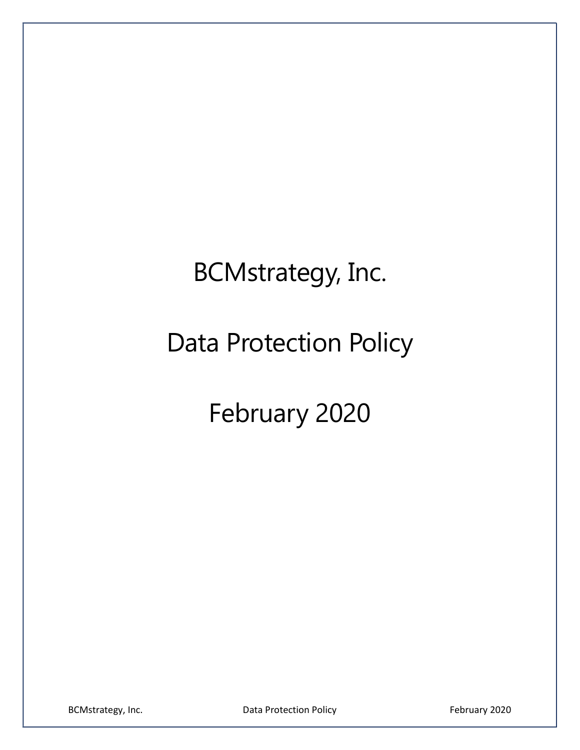# BCMstrategy, Inc.

# Data Protection Policy

# February 2020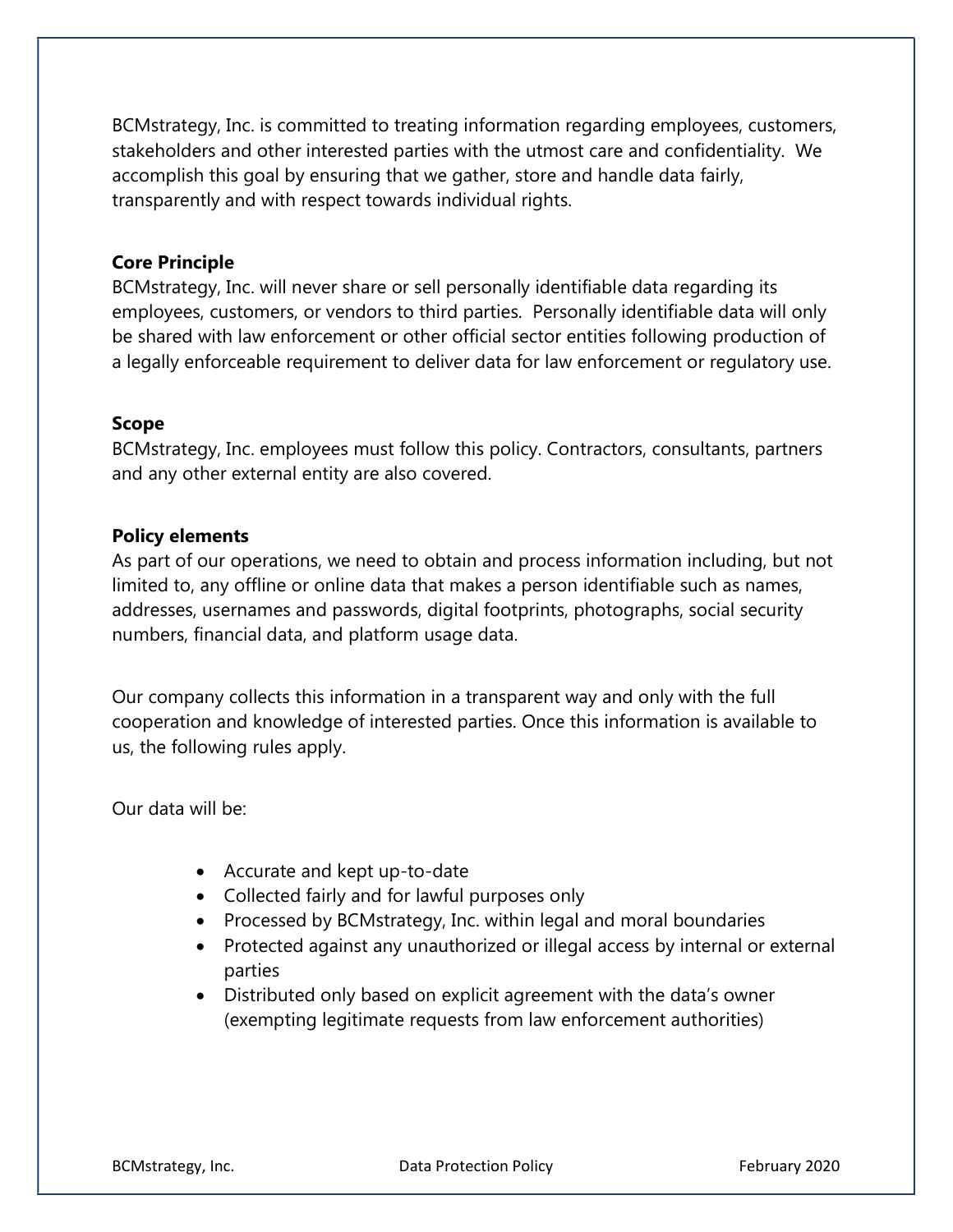BCMstrategy, Inc. is committed to treating information regarding employees, customers, stakeholders and other interested parties with the utmost care and confidentiality. We accomplish this goal by ensuring that we gather, store and handle data fairly, transparently and with respect towards individual rights.

**Core Principle**

BCMstrategy, Inc. will never share or sell personally identifiable data regarding its employees, customers, or vendors to third parties. Personally identifiable data will only be shared with law enforcement or other official sector entities following production of a legally enforceable requirement to deliver data for law enforcement or regulatory use.

**Scope**

BCMstrategy, Inc. employees must follow this policy. Contractors, consultants, partners and any other external entity are also covered.

**Policy elements**

As part of our operations, we need to obtain and process information including, but not limited to, any offline or online data that makes a person identifiable such as names, addresses, usernames and passwords, digital footprints, photographs, social security numbers, financial data, and platform usage data.

Our company collects this information in a transparent way and only with the full cooperation and knowledge of interested parties. Once this information is available to us, the following rules apply.

Our data will be:

- Accurate and kept up-to-date
- Collected fairly and for lawful purposes only
- Processed by BCMstrategy, Inc. within legal and moral boundaries
- Protected against any unauthorized or illegal access by internal or external parties
- Distributed only based on explicit agreement with the data's owner (exempting legitimate requests from law enforcement authorities)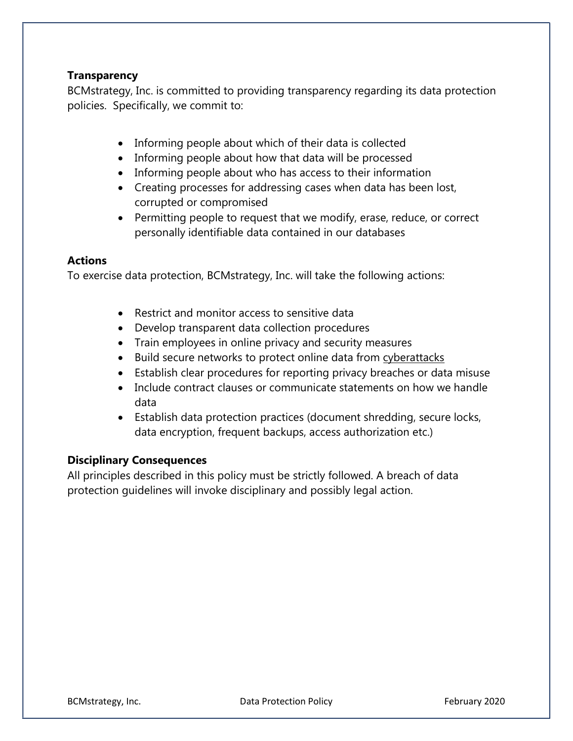**Transparency**

BCMstrategy, Inc. is committed to providing transparency regarding its data protection policies. Specifically, we commit to:

- Informing people about which of their data is collected
- Informing people about how that data will be processed
- Informing people about who has access to their information
- Creating processes for addressing cases when data has been lost, corrupted or compromised
- Permitting people to request that we modify, erase, reduce, or correct personally identifiable data contained in our databases

**Actions**

To exercise data protection, BCMstrategy, Inc. will take the following actions:

- Restrict and monitor access to sensitive data
- Develop transparent data collection procedures
- Train employees in online privacy and security measures
- Build secure networks to protect online data from cyberattacks
- Establish clear procedures for reporting privacy breaches or data misuse
- Include contract clauses or communicate statements on how we handle data
- Establish data protection practices (document shredding, secure locks, data encryption, frequent backups, access authorization etc.)

**Disciplinary Consequences**

All principles described in this policy must be strictly followed. A breach of data protection guidelines will invoke disciplinary and possibly legal action.